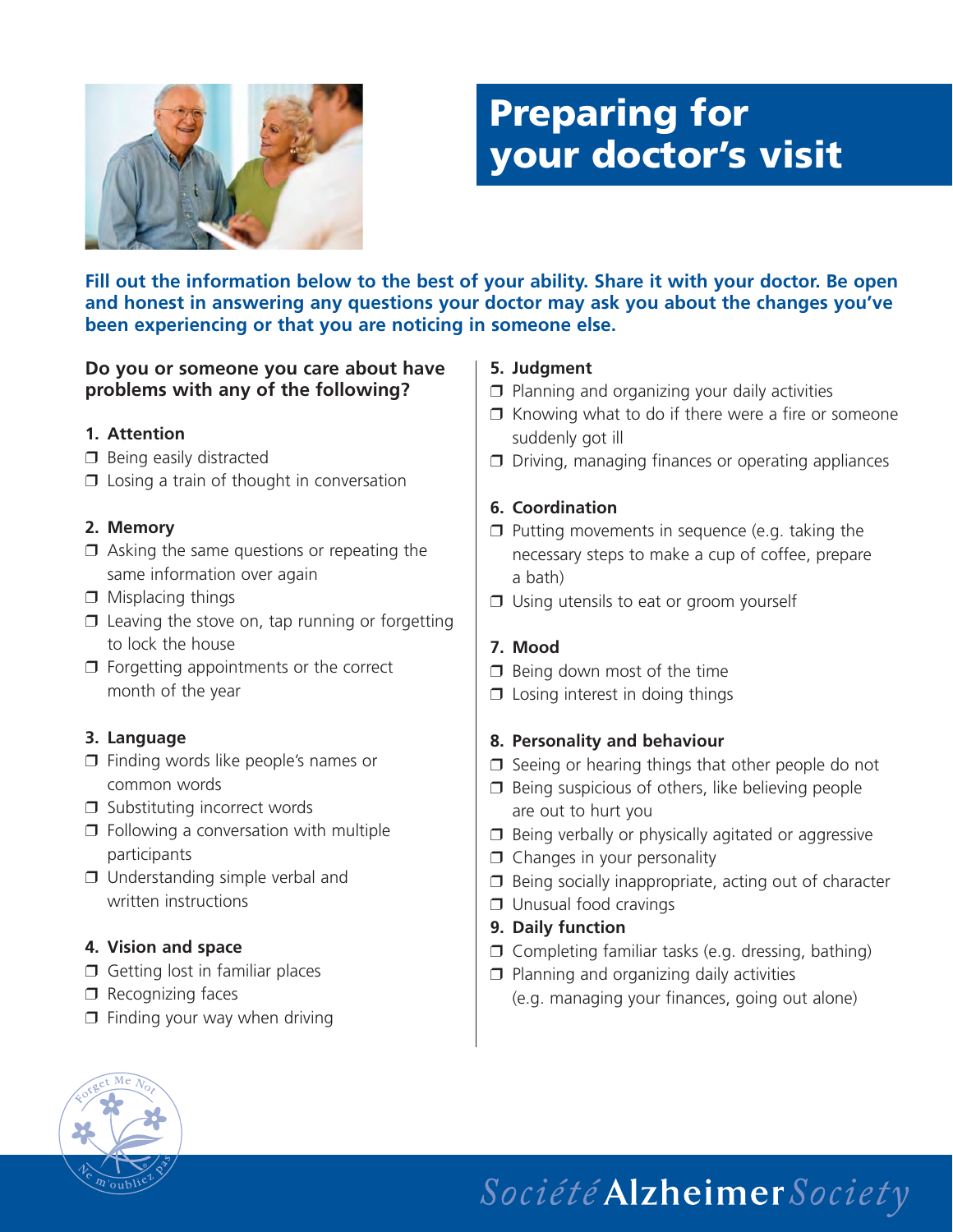# Preparing for your doctor's visit

**Fill out the information below to the best of your ability. Share it with your doctor. Be open and honest in answering any questions your doctor may ask you about the changes you've been experiencing or that you are noticing in someone else.**

**Do you or someone you care about have problems with any of the following?**

**1. Attention**

- ❒ Being easily distracted
- ❒ Losing a train of thought in conversation

**2. Memory**

- ❒ Asking the same questions or repeating the same information over again
- ❒ Misplacing things
- ❒ Leaving the stove on, tap running or forgetting to lock the house
- ❒ Forgetting appointments or the correct month of the year

**3. Language**

- ❒ Finding words like people's names or common words
- ❒ Substituting incorrect words
- ❒ Following a conversation with multiple participants
- ❒ Understanding simple verbal and written instructions

**4. Vision and space**

- ❒ Getting lost in familiar places
- ❒ Recognizing faces
- ❒ Finding your way when driving

**5. Judgment**

- ❒ Planning and organizing your daily activities
- ❒ Knowing what to do if there were a fire or someone suddenly got ill
- ❒ Driving, managing finances or operating appliances

**6. Coordination**

- ❒ Putting movements in sequence (e.g. taking the necessary steps to make a cup of coffee, prepare a bath)
- ❒ Using utensils to eat or groom yourself

**7. Mood**

- ❒ Being down most of the time
- ❒ Losing interest in doing things

**8. Personality and behaviour**

- ❒ Seeing or hearing things that other people do not
- ❒ Being suspicious of others, like believing people are out to hurt you
- ❒ Being verbally or physically agitated or aggressive
- ❒ Changes in your personality
- ❒ Being socially inappropriate, acting out of character
- ❒ Unusual food cravings

**9. Daily function**

- ❒ Completing familiar tasks (e.g. dressing, bathing)
- ❒ Planning and organizing daily activities (e.g. managing your finances, going out alone)

*Société* **Alzheimer** *Society*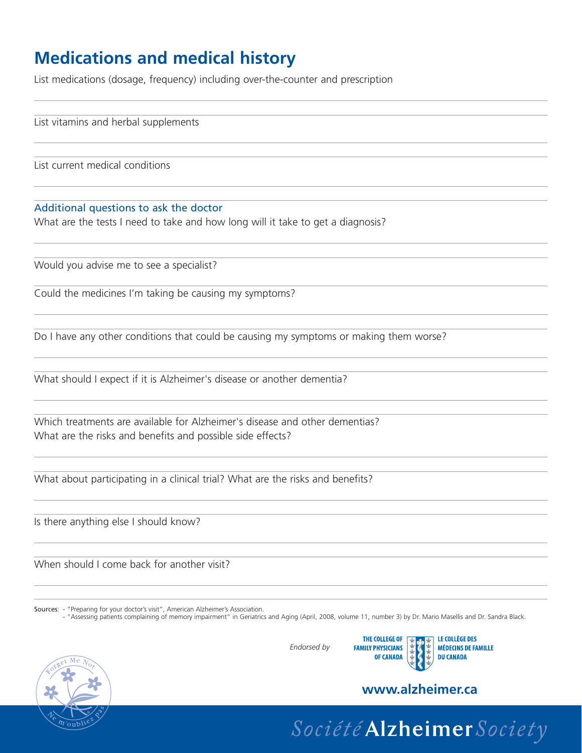# Medications and medical history

List medications (dosage, frequency) including over-the-counter and prescription

List vitamins and herbal supplements

List current medical conditions

## Additional questions to ask the doctor

What are the tests I need to take and how long will it take to get a diagnosis?

Would you advise me to see a specialist?

Could the medicines I'm taking be causing my symptoms?

Do I have any other conditions that could be causing my symptoms or making them worse?

What should I expect if it is Alzheimer's disease or another dementia?

Which treatments are available for Alzheimer's disease and other dementias?
What are the risks and benefits and possible side effects?

What about participating in a clinical trial? What are the risks and benefits?

Is there anything else I should know?

When should I come back for another visit?

Sources: - "Preparing for your doctor's visit", American Alzheimer's Association.
- "Assessing patients complaining of memory impairment" in Geriatrics and Aging (April, 2008, volume 11, number 3) by Dr. Mario Masellis and Dr. Sandra Black.

Forget Me Not
Ne m'oubliez pas

*Endorsed by* THE COLLEGE OF FAMILY PHYSICIANS OF CANADA / LE COLLÈGE DES MÉDECINS DE FAMILLE DU CANADA

**www.alzheimer.ca**

*Société* **Alzheimer** *Society*